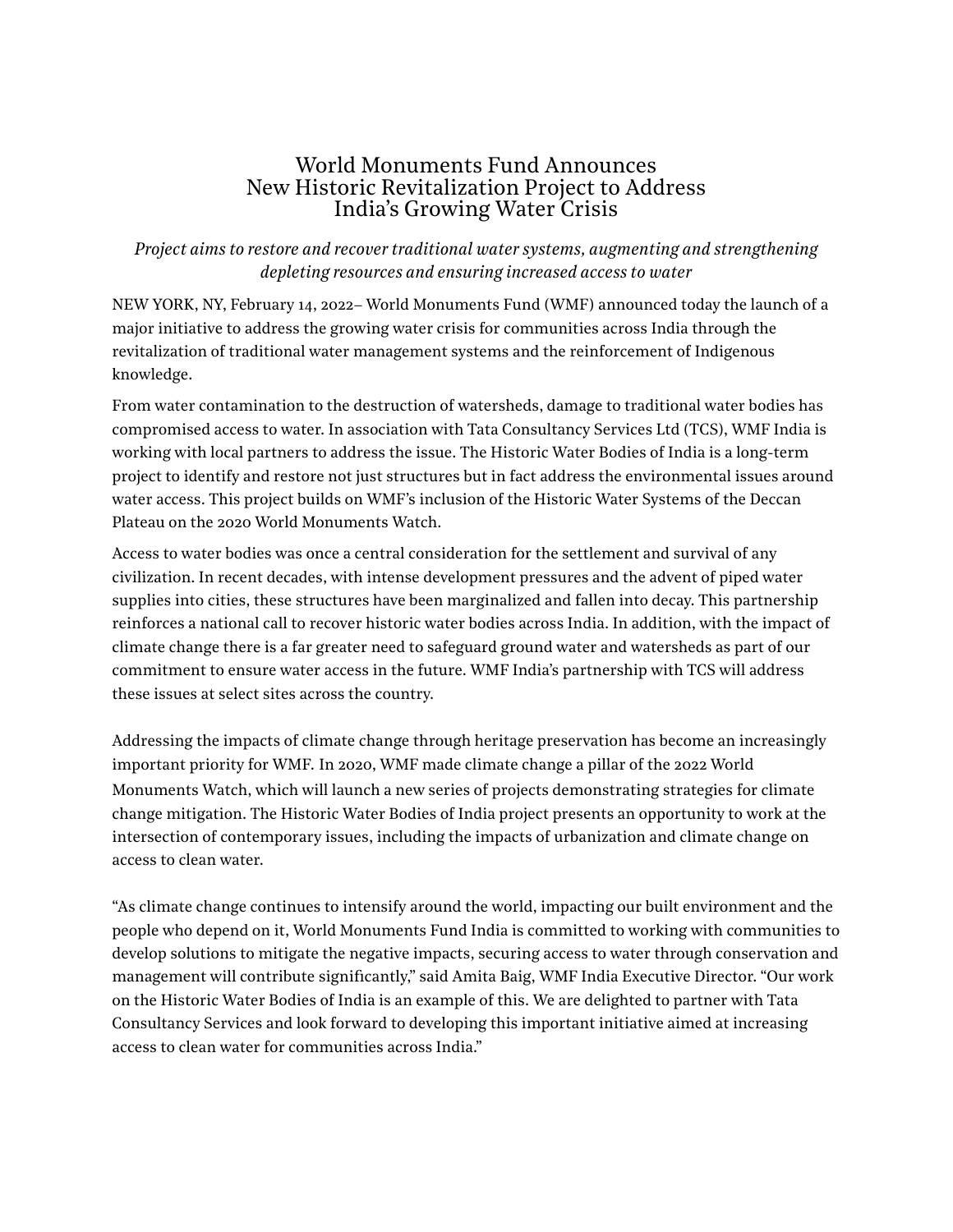# World Monuments Fund Announces New Historic Revitalization Project to Address India's Growing Water Crisis

*Project aims to restore and recover traditional water systems, augmenting and strengthening depleting resources and ensuring increased access to water*

NEW YORK, NY, February 14, 2022– World Monuments Fund (WMF) announced today the launch of a major initiative to address the growing water crisis for communities across India through the revitalization of traditional water management systems and the reinforcement of Indigenous knowledge.

From water contamination to the destruction of watersheds, damage to traditional water bodies has compromised access to water. In association with Tata Consultancy Services Ltd (TCS), WMF India is working with local partners to address the issue. The Historic Water Bodies of India is a long-term project to identify and restore not just structures but in fact address the environmental issues around water access. This project builds on WMF's inclusion of the Historic Water Systems of the Deccan Plateau on the 2020 World Monuments Watch.

Access to water bodies was once a central consideration for the settlement and survival of any civilization. In recent decades, with intense development pressures and the advent of piped water supplies into cities, these structures have been marginalized and fallen into decay. This partnership reinforces a national call to recover historic water bodies across India. In addition, with the impact of climate change there is a far greater need to safeguard ground water and watersheds as part of our commitment to ensure water access in the future. WMF India's partnership with TCS will address these issues at select sites across the country.

Addressing the impacts of climate change through heritage preservation has become an increasingly important priority for WMF. In 2020, WMF made climate change a pillar of the 2022 World Monuments Watch, which will launch a new series of projects demonstrating strategies for climate change mitigation. The Historic Water Bodies of India project presents an opportunity to work at the intersection of contemporary issues, including the impacts of urbanization and climate change on access to clean water.

"As climate change continues to intensify around the world, impacting our built environment and the people who depend on it, World Monuments Fund India is committed to working with communities to develop solutions to mitigate the negative impacts, securing access to water through conservation and management will contribute significantly," said Amita Baig, WMF India Executive Director. "Our work on the Historic Water Bodies of India is an example of this. We are delighted to partner with Tata Consultancy Services and look forward to developing this important initiative aimed at increasing access to clean water for communities across India."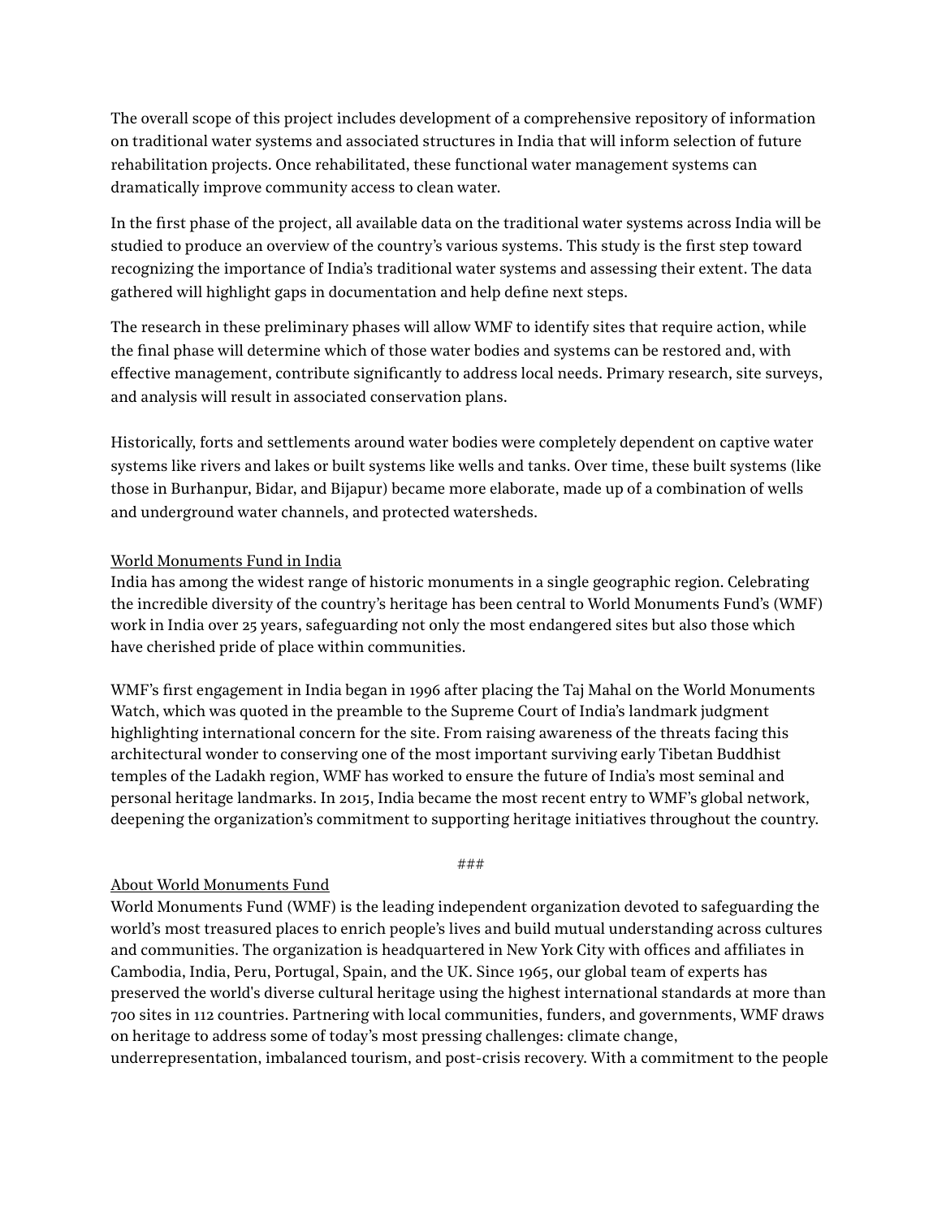The overall scope of this project includes development of a comprehensive repository of information on traditional water systems and associated structures in India that will inform selection of future rehabilitation projects. Once rehabilitated, these functional water management systems can dramatically improve community access to clean water.

In the first phase of the project, all available data on the traditional water systems across India will be studied to produce an overview of the country's various systems. This study is the first step toward recognizing the importance of India's traditional water systems and assessing their extent. The data gathered will highlight gaps in documentation and help define next steps.

The research in these preliminary phases will allow WMF to identify sites that require action, while the final phase will determine which of those water bodies and systems can be restored and, with effective management, contribute significantly to address local needs. Primary research, site surveys, and analysis will result in associated conservation plans.

Historically, forts and settlements around water bodies were completely dependent on captive water systems like rivers and lakes or built systems like wells and tanks. Over time, these built systems (like those in Burhanpur, Bidar, and Bijapur) became more elaborate, made up of a combination of wells and underground water channels, and protected watersheds.

## World Monuments Fund in India

India has among the widest range of historic monuments in a single geographic region. Celebrating the incredible diversity of the country's heritage has been central to World Monuments Fund's (WMF) work in India over 25 years, safeguarding not only the most endangered sites but also those which have cherished pride of place within communities.

WMF's first engagement in India began in 1996 after placing the Taj Mahal on the World Monuments Watch, which was quoted in the preamble to the Supreme Court of India's landmark judgment highlighting international concern for the site. From raising awareness of the threats facing this architectural wonder to conserving one of the most important surviving early Tibetan Buddhist temples of the Ladakh region, WMF has worked to ensure the future of India's most seminal and personal heritage landmarks. In 2015, India became the most recent entry to WMF's global network, deepening the organization's commitment to supporting heritage initiatives throughout the country.

###

## About World Monuments Fund

World Monuments Fund (WMF) is the leading independent organization devoted to safeguarding the world's most treasured places to enrich people's lives and build mutual understanding across cultures and communities. The organization is headquartered in New York City with offices and affiliates in Cambodia, India, Peru, Portugal, Spain, and the UK. Since 1965, our global team of experts has preserved the world's diverse cultural heritage using the highest international standards at more than 700 sites in 112 countries. Partnering with local communities, funders, and governments, WMF draws on heritage to address some of today's most pressing challenges: climate change, underrepresentation, imbalanced tourism, and post-crisis recovery. With a commitment to the people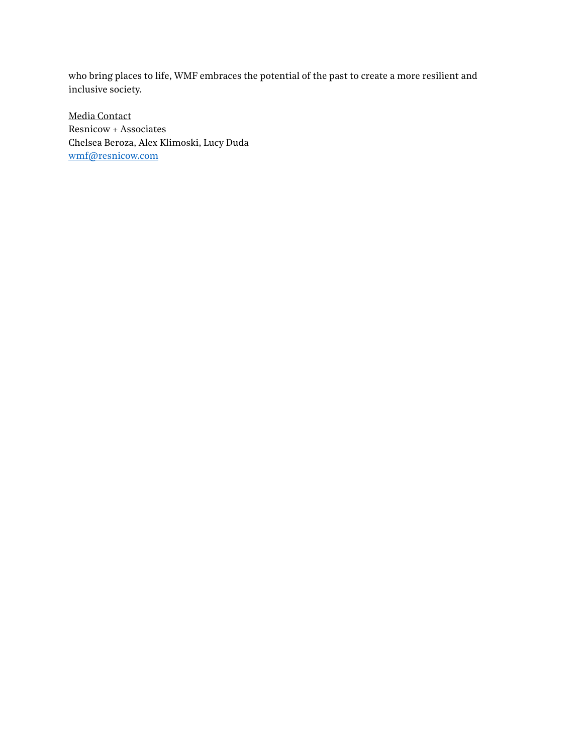who bring places to life, WMF embraces the potential of the past to create a more resilient and inclusive society.

Media Contact
Resnicow + Associates
Chelsea Beroza, Alex Klimoski, Lucy Duda
wmf@resnicow.com